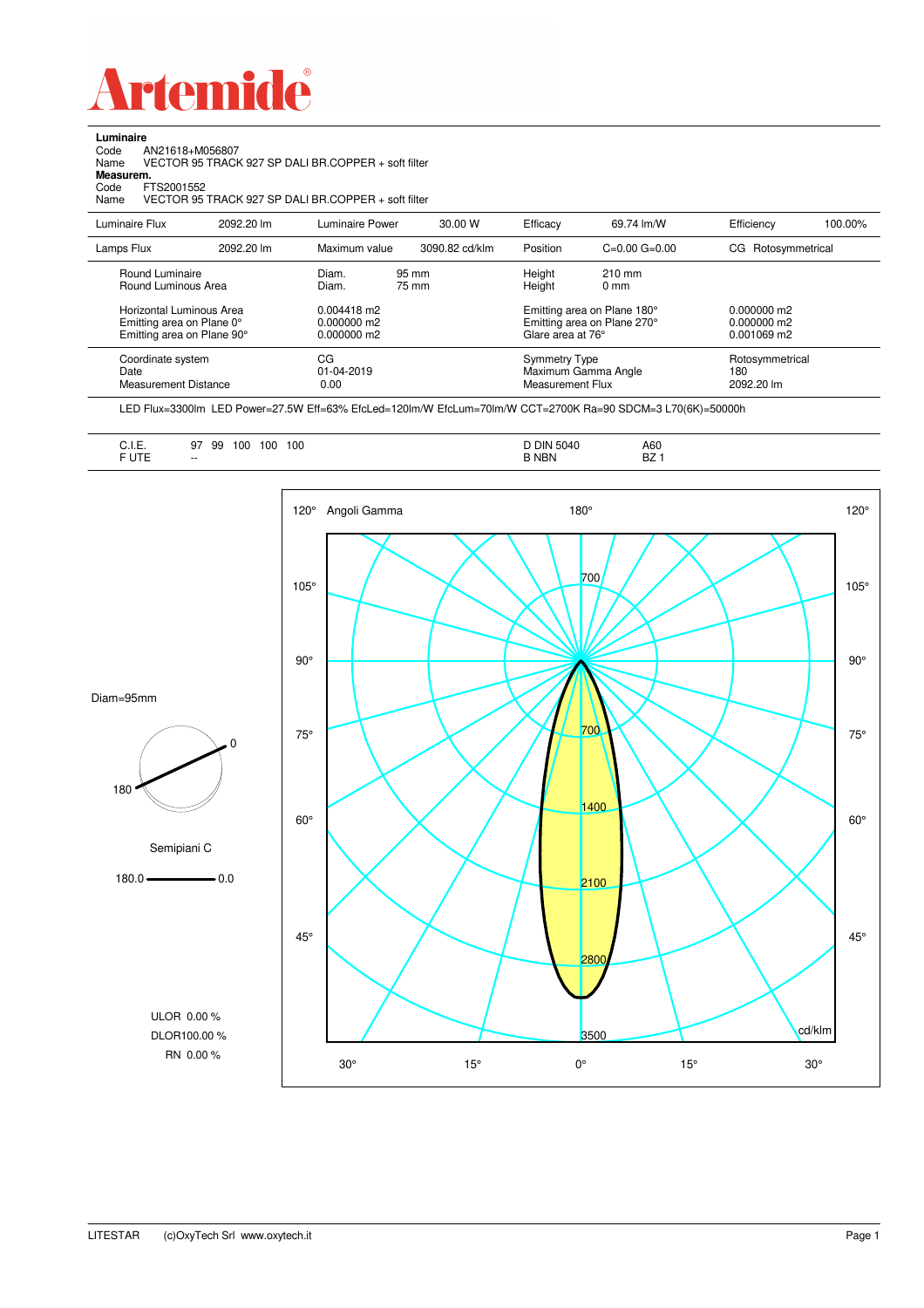# Artemide

**Luminaire**

Code AN21618+M056807

Name VECTOR 95 TRACK 927 SP DALI BR.COPPER + soft filter

**Measurem.**

Code FTS2001552

Name VECTOR 95 TRACK 927 SP DALI BR.COPPER + soft filter

| Luminaire Flux | 2092.20 lm | Luminaire Power | 30.00 W | Efficacy | 69.74 lm/W | Efficiency | 100.00% |
|---|---|---|---|---|---|---|---|
| Lamps Flux | 2092.20 lm | Maximum value | 3090.82 cd/klm | Position | C=0.00 G=0.00 | CG Rotosymmetrical | |

| | | | |
|---|---|---|---|
| Round Luminaire | Diam. 95 mm | Height 210 mm | |
| Round Luminous Area | Diam. 75 mm | Height 0 mm | |
| Horizontal Luminous Area | 0.004418 m2 | Emitting area on Plane 180° | 0.000000 m2 |
| Emitting area on Plane 0° | 0.000000 m2 | Emitting area on Plane 270° | 0.000000 m2 |
| Emitting area on Plane 90° | 0.000000 m2 | Glare area at 76° | 0.001069 m2 |
| Coordinate system | CG | Symmetry Type | Rotosymmetrical |
| Date | 01-04-2019 | Maximum Gamma Angle | 180 |
| Measurement Distance | 0.00 | Measurement Flux | 2092.20 lm |

LED Flux=3300lm LED Power=27.5W Eff=63% EfcLed=120lm/W EfcLum=70lm/W CCT=2700K Ra=90 SDCM=3 L70(6K)=50000h

| | | | |
|---|---|---|---|
| C.I.E. | 97 99 100 100 100 | D DIN 5040 | A60 |
| F UTE | -- | B NBN | BZ 1 |

Diam=95mm

Semipiani C

180.0 — 0.0

ULOR 0.00 %

DLOR 100.00 %

RN 0.00 %

LITESTAR (c)OxyTech Srl www.oxytech.it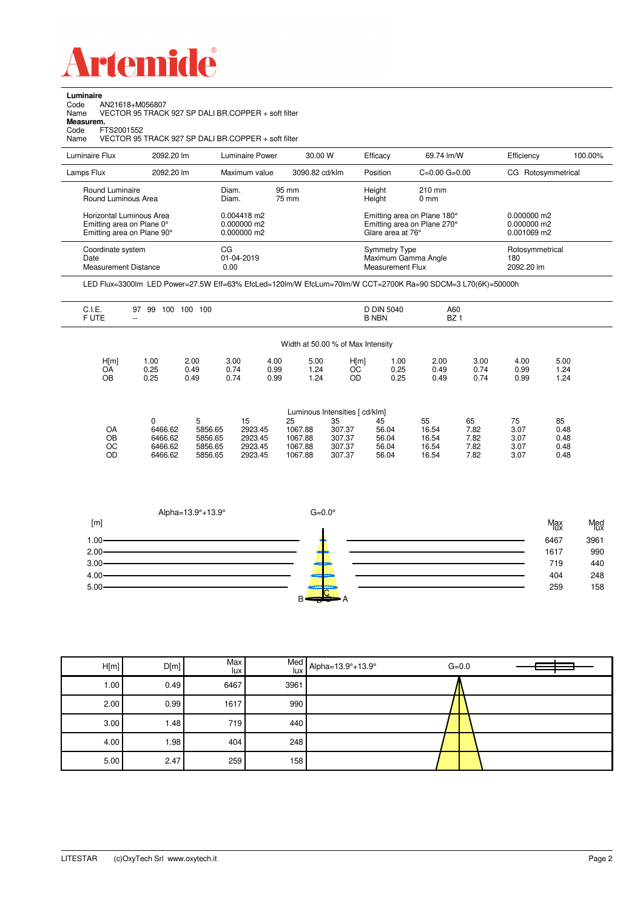# Artemide

**Luminaire**
Code AN21618+M056807
Name VECTOR 95 TRACK 927 SP DALI BR.COPPER + soft filter
**Measurem.**
Code FTS2001552
Name VECTOR 95 TRACK 927 SP DALI BR.COPPER + soft filter

| | | | | | | | |
|---|---|---|---|---|---|---|---|
| Luminaire Flux | 2092.20 lm | Luminaire Power | 30.00 W | Efficacy | 69.74 lm/W | Efficiency | 100.00% |
| Lamps Flux | 2092.20 lm | Maximum value | 3090.82 cd/klm | Position | C=0.00 G=0.00 | CG Rotosymmetrical | |

| | | | | | |
|---|---|---|---|---|---|
| Round Luminaire | Diam. | 95 mm | Height | 210 mm | |
| Round Luminous Area | Diam. | 75 mm | Height | 0 mm | |
| Horizontal Luminous Area | 0.004418 m2 | | Emitting area on Plane 180° | | 0.000000 m2 |
| Emitting area on Plane 0° | 0.000000 m2 | | Emitting area on Plane 270° | | 0.000000 m2 |
| Emitting area on Plane 90° | 0.000000 m2 | | Glare area at 76° | | 0.001069 m2 |
| Coordinate system | CG | | Symmetry Type | | Rotosymmetrical |
| Date | 01-04-2019 | | Maximum Gamma Angle | | 180 |
| Measurement Distance | 0.00 | | Measurement Flux | | 2092.20 lm |

LED Flux=3300lm LED Power=27.5W Eff=63% EfcLed=120lm/W EfcLum=70lm/W CCT=2700K Ra=90 SDCM=3 L70(6K)=50000h

| | | | |
|---|---|---|---|
| C.I.E. | 97 99 100 100 100 | D DIN 5040 | A60 |
| F UTE | -- | B NBN | BZ 1 |

Width at 50.00 % of Max Intensity

| H[m] | 1.00 | 2.00 | 3.00 | 4.00 | 5.00 | H[m] | 1.00 | 2.00 | 3.00 | 4.00 | 5.00 |
|---|---|---|---|---|---|---|---|---|---|---|---|
| OA | 0.25 | 0.49 | 0.74 | 0.99 | 1.24 | OC | 0.25 | 0.49 | 0.74 | 0.99 | 1.24 |
| OB | 0.25 | 0.49 | 0.74 | 0.99 | 1.24 | OD | 0.25 | 0.49 | 0.74 | 0.99 | 1.24 |

Luminous Intensities [ cd/klm]

| | 0 | 5 | 15 | 25 | 35 | 45 | 55 | 65 | 75 | 85 |
|---|---|---|---|---|---|---|---|---|---|---|
| OA | 6466.62 | 5856.65 | 2923.45 | 1067.88 | 307.37 | 56.04 | 16.54 | 7.82 | 3.07 | 0.48 |
| OB | 6466.62 | 5856.65 | 2923.45 | 1067.88 | 307.37 | 56.04 | 16.54 | 7.82 | 3.07 | 0.48 |
| OC | 6466.62 | 5856.65 | 2923.45 | 1067.88 | 307.37 | 56.04 | 16.54 | 7.82 | 3.07 | 0.48 |
| OD | 6466.62 | 5856.65 | 2923.45 | 1067.88 | 307.37 | 56.04 | 16.54 | 7.82 | 3.07 | 0.48 |

Alpha=13.9°+13.9° G=0.0°

[m] Max lux Med lux

1.00 6467 3961
2.00 1617 990
3.00 719 440
4.00 404 248
5.00 259 158

B D C A

| H[m] | D[m] | Max lux | Med lux | Alpha=13.9°+13.9° G=0.0 |
|---|---|---|---|---|
| 1.00 | 0.49 | 6467 | 3961 | |
| 2.00 | 0.99 | 1617 | 990 | |
| 3.00 | 1.48 | 719 | 440 | |
| 4.00 | 1.98 | 404 | 248 | |
| 5.00 | 2.47 | 259 | 158 | |

LITESTAR (c)OxyTech Srl www.oxytech.it